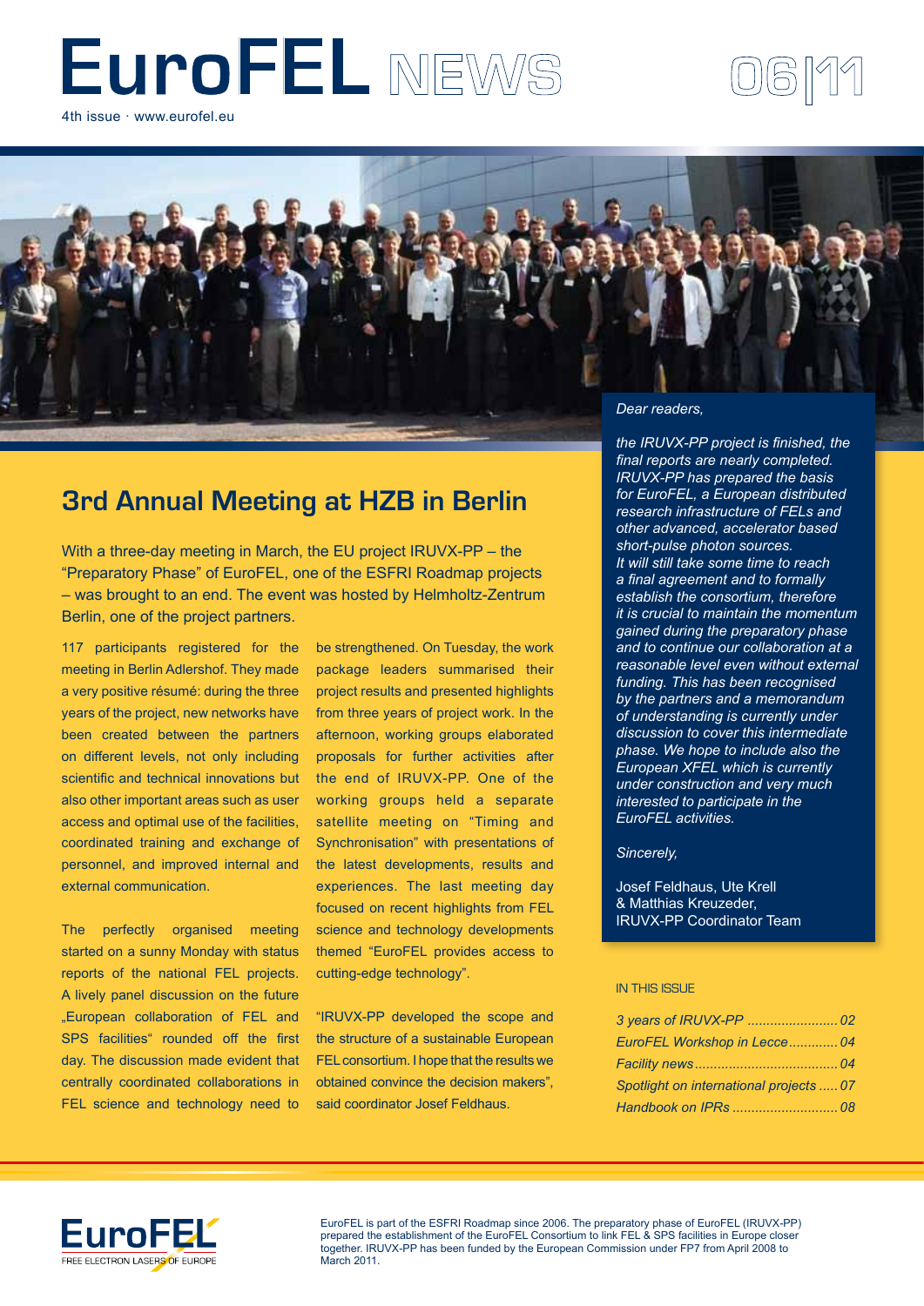# EuroFEL NEWS

06|11

4th issue · www.eurofel.eu

## 3rd Annual Meeting at HZB in Berlin

With a three-day meeting in March, the EU project IRUVX-PP – the "Preparatory Phase" of EuroFEL, one of the ESFRI Roadmap projects – was brought to an end. The event was hosted by Helmholtz-Zentrum Berlin, one of the project partners.

117 participants registered for the meeting in Berlin Adlershof. They made a very positive résumé: during the three years of the project, new networks have been created between the partners on different levels, not only including scientific and technical innovations but also other important areas such as user access and optimal use of the facilities, coordinated training and exchange of personnel, and improved internal and external communication.

The perfectly organised meeting started on a sunny Monday with status reports of the national FEL projects. A lively panel discussion on the future „European collaboration of FEL and SPS facilities" rounded off the first day. The discussion made evident that centrally coordinated collaborations in FEL science and technology need to be strengthened. On Tuesday, the work package leaders summarised their project results and presented highlights from three years of project work. In the afternoon, working groups elaborated proposals for further activities after the end of IRUVX-PP. One of the working groups held a separate satellite meeting on "Timing and Synchronisation" with presentations of the latest developments, results and experiences. The last meeting day focused on recent highlights from FEL science and technology developments themed "EuroFEL provides access to cutting-edge technology".

"IRUVX-PP developed the scope and the structure of a sustainable European FEL consortium. I hope that the results we obtained convince the decision makers", said coordinator Josef Feldhaus.

*Dear readers,*

*the IRUVX-PP project is finished, the final reports are nearly completed. IRUVX-PP has prepared the basis for EuroFEL, a European distributed research infrastructure of FELs and other advanced, accelerator based short-pulse photon sources.*
*It will still take some time to reach a final agreement and to formally establish the consortium, therefore it is crucial to maintain the momentum gained during the preparatory phase and to continue our collaboration at a reasonable level even without external funding. This has been recognised by the partners and a memorandum of understanding is currently under discussion to cover this intermediate phase. We hope to include also the European XFEL which is currently under construction and very much interested to participate in the EuroFEL activities.*

*Sincerely,*

Josef Feldhaus, Ute Krell & Matthias Kreuzeder,
IRUVX-PP Coordinator Team

IN THIS ISSUE

*3 years of IRUVX-PP* ........................ *02*
*EuroFEL Workshop in Lecce* ............ *04*
*Facility news* ..................................... *04*
*Spotlight on international projects* ..... *07*
*Handbook on IPRs* ............................ *08*

EuroFEL – FREE ELECTRON LASERS OF EUROPE

EuroFEL is part of the ESFRI Roadmap since 2006. The preparatory phase of EuroFEL (IRUVX-PP) prepared the establishment of the EuroFEL Consortium to link FEL & SPS facilities in Europe closer together. IRUVX-PP has been funded by the European Commission under FP7 from April 2008 to March 2011.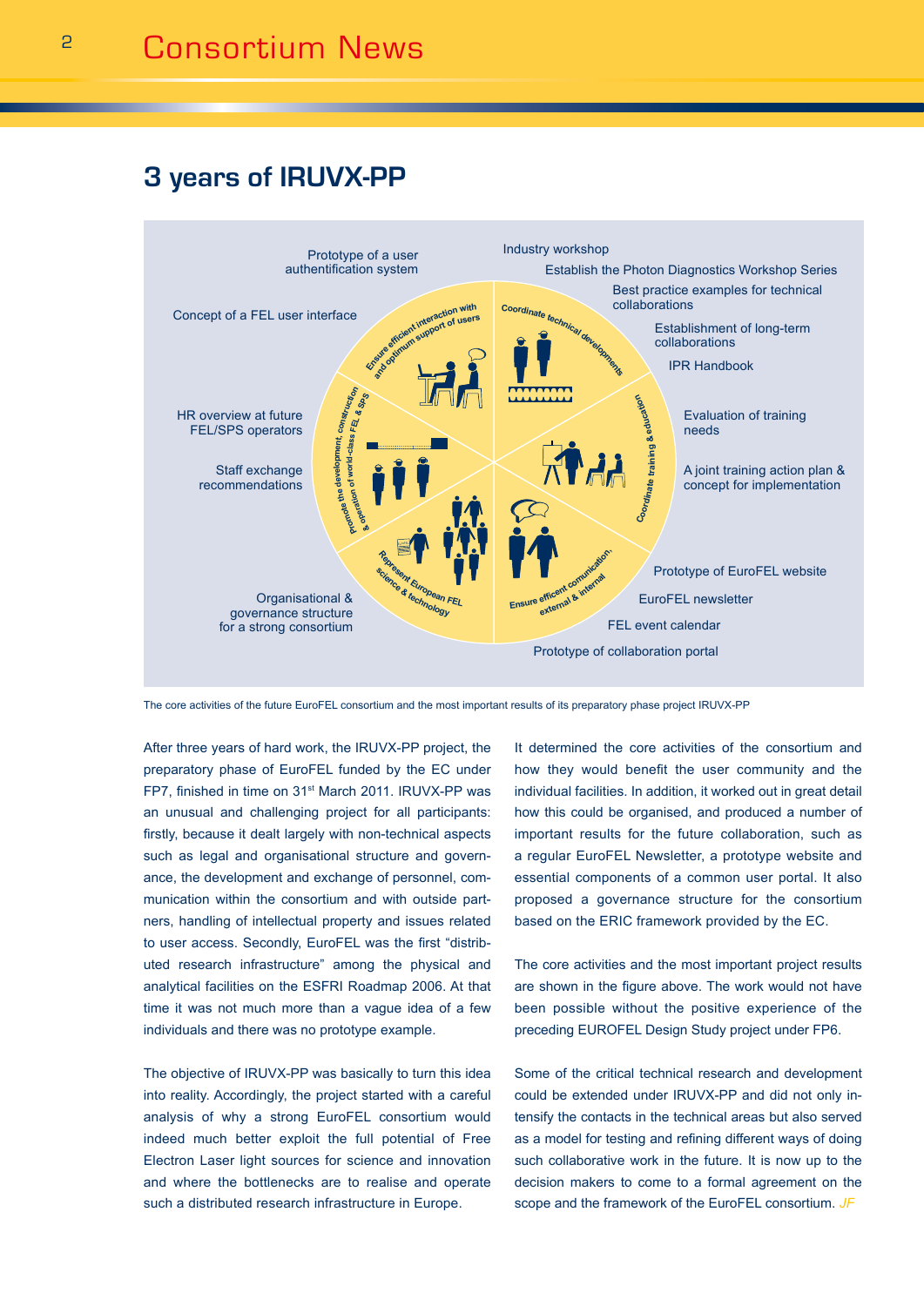# Consortium News

## 3 years of IRUVX-PP

Prototype of a user authentification system

Industry workshop

Establish the Photon Diagnostics Workshop Series

Best practice examples for technical collaborations

Concept of a FEL user interface

Establishment of long-term collaborations

IPR Handbook

HR overview at future FEL/SPS operators

Evaluation of training needs

Staff exchange recommendations

A joint training action plan & concept for implementation

Prototype of EuroFEL website

Organisational & governance structure for a strong consortium

EuroFEL newsletter

FEL event calendar

Prototype of collaboration portal

Ensure efficient interaction with and optimum support of users

Coordinate technical developments

Coordinate training & education

Ensure efficient communication, external & internal

Represent European FEL science & technology

Promote the development, construction & operation of world-class FEL & SPS

The core activities of the future EuroFEL consortium and the most important results of its preparatory phase project IRUVX-PP

After three years of hard work, the IRUVX-PP project, the preparatory phase of EuroFEL funded by the EC under FP7, finished in time on 31st March 2011. IRUVX-PP was an unusual and challenging project for all participants: firstly, because it dealt largely with non-technical aspects such as legal and organisational structure and governance, the development and exchange of personnel, communication within the consortium and with outside partners, handling of intellectual property and issues related to user access. Secondly, EuroFEL was the first "distributed research infrastructure" among the physical and analytical facilities on the ESFRI Roadmap 2006. At that time it was not much more than a vague idea of a few individuals and there was no prototype example.

The objective of IRUVX-PP was basically to turn this idea into reality. Accordingly, the project started with a careful analysis of why a strong EuroFEL consortium would indeed much better exploit the full potential of Free Electron Laser light sources for science and innovation and where the bottlenecks are to realise and operate such a distributed research infrastructure in Europe.

It determined the core activities of the consortium and how they would benefit the user community and the individual facilities. In addition, it worked out in great detail how this could be organised, and produced a number of important results for the future collaboration, such as a regular EuroFEL Newsletter, a prototype website and essential components of a common user portal. It also proposed a governance structure for the consortium based on the ERIC framework provided by the EC.

The core activities and the most important project results are shown in the figure above. The work would not have been possible without the positive experience of the preceding EUROFEL Design Study project under FP6.

Some of the critical technical research and development could be extended under IRUVX-PP and did not only intensify the contacts in the technical areas but also served as a model for testing and refining different ways of doing such collaborative work in the future. It is now up to the decision makers to come to a formal agreement on the scope and the framework of the EuroFEL consortium. *JF*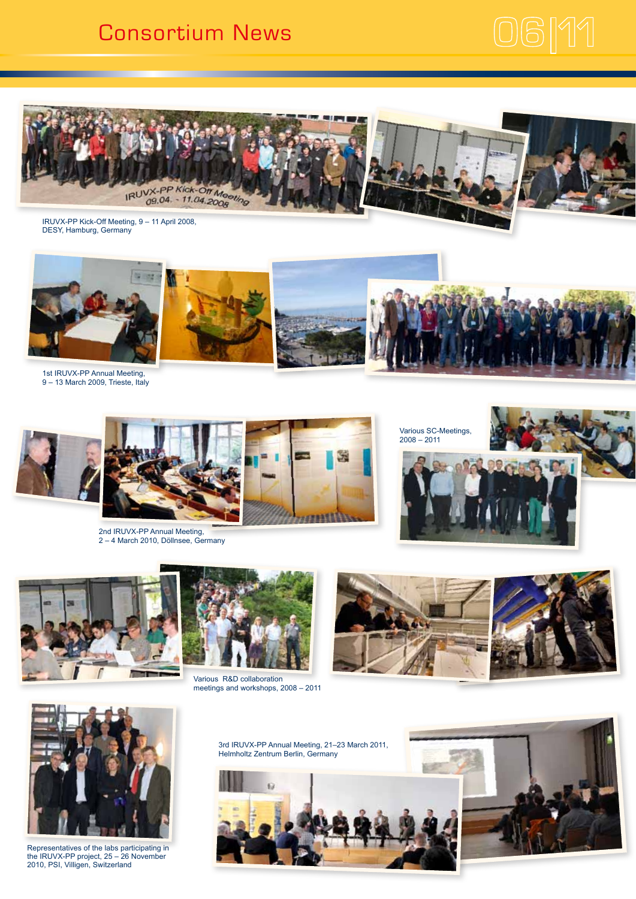# Consortium News

IRUVX-PP Kick-Off Meeting, 9 – 11 April 2008, DESY, Hamburg, Germany

1st IRUVX-PP Annual Meeting, 9 – 13 March 2009, Trieste, Italy

2nd IRUVX-PP Annual Meeting, 2 – 4 March 2010, Döllnsee, Germany

Various SC-Meetings, 2008 – 2011

Various R&D collaboration meetings and workshops, 2008 – 2011

Representatives of the labs participating in the IRUVX-PP project, 25 – 26 November 2010, PSI, Villigen, Switzerland

3rd IRUVX-PP Annual Meeting, 21–23 March 2011, Helmholtz Zentrum Berlin, Germany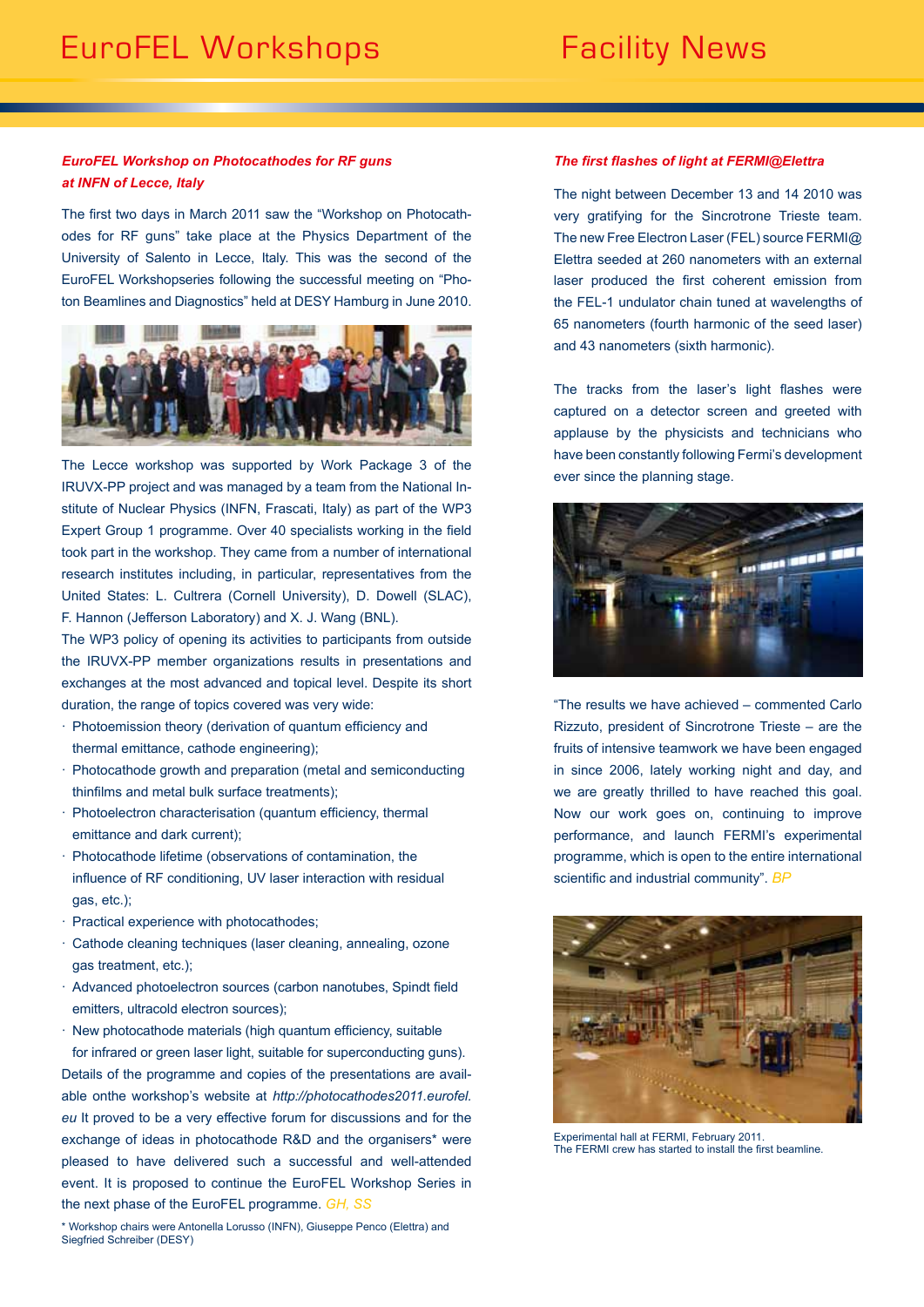# EuroFEL Workshops

### *EuroFEL Workshop on Photocathodes for RF guns at INFN of Lecce, Italy*

The first two days in March 2011 saw the "Workshop on Photocathodes for RF guns" take place at the Physics Department of the University of Salento in Lecce, Italy. This was the second of the EuroFEL Workshopseries following the successful meeting on "Photon Beamlines and Diagnostics" held at DESY Hamburg in June 2010.

The Lecce workshop was supported by Work Package 3 of the IRUVX-PP project and was managed by a team from the National Institute of Nuclear Physics (INFN, Frascati, Italy) as part of the WP3 Expert Group 1 programme. Over 40 specialists working in the field took part in the workshop. They came from a number of international research institutes including, in particular, representatives from the United States: L. Cultrera (Cornell University), D. Dowell (SLAC), F. Hannon (Jefferson Laboratory) and X. J. Wang (BNL).

The WP3 policy of opening its activities to participants from outside the IRUVX-PP member organizations results in presentations and exchanges at the most advanced and topical level. Despite its short duration, the range of topics covered was very wide:

- Photoemission theory (derivation of quantum efficiency and thermal emittance, cathode engineering);
- Photocathode growth and preparation (metal and semiconducting thinfilms and metal bulk surface treatments);
- Photoelectron characterisation (quantum efficiency, thermal emittance and dark current);
- Photocathode lifetime (observations of contamination, the influence of RF conditioning, UV laser interaction with residual gas, etc.);
- Practical experience with photocathodes;
- Cathode cleaning techniques (laser cleaning, annealing, ozone gas treatment, etc.);
- Advanced photoelectron sources (carbon nanotubes, Spindt field emitters, ultracold electron sources);
- New photocathode materials (high quantum efficiency, suitable for infrared or green laser light, suitable for superconducting guns).

Details of the programme and copies of the presentations are available onthe workshop's website at *http://photocathodes2011.eurofel.eu* It proved to be a very effective forum for discussions and for the exchange of ideas in photocathode R&D and the organisers* were pleased to have delivered such a successful and well-attended event. It is proposed to continue the EuroFEL Workshop Series in the next phase of the EuroFEL programme. *GH, SS*

\* Workshop chairs were Antonella Lorusso (INFN), Giuseppe Penco (Elettra) and Siegfried Schreiber (DESY)

# Facility News

### *The first flashes of light at FERMI@Elettra*

The night between December 13 and 14 2010 was very gratifying for the Sincrotrone Trieste team. The new Free Electron Laser (FEL) source FERMI@Elettra seeded at 260 nanometers with an external laser produced the first coherent emission from the FEL-1 undulator chain tuned at wavelengths of 65 nanometers (fourth harmonic of the seed laser) and 43 nanometers (sixth harmonic).

The tracks from the laser's light flashes were captured on a detector screen and greeted with applause by the physicists and technicians who have been constantly following Fermi's development ever since the planning stage.

"The results we have achieved – commented Carlo Rizzuto, president of Sincrotrone Trieste – are the fruits of intensive teamwork we have been engaged in since 2006, lately working night and day, and we are greatly thrilled to have reached this goal. Now our work goes on, continuing to improve performance, and launch FERMI's experimental programme, which is open to the entire international scientific and industrial community". *BP*

Experimental hall at FERMI, February 2011.
The FERMI crew has started to install the first beamline.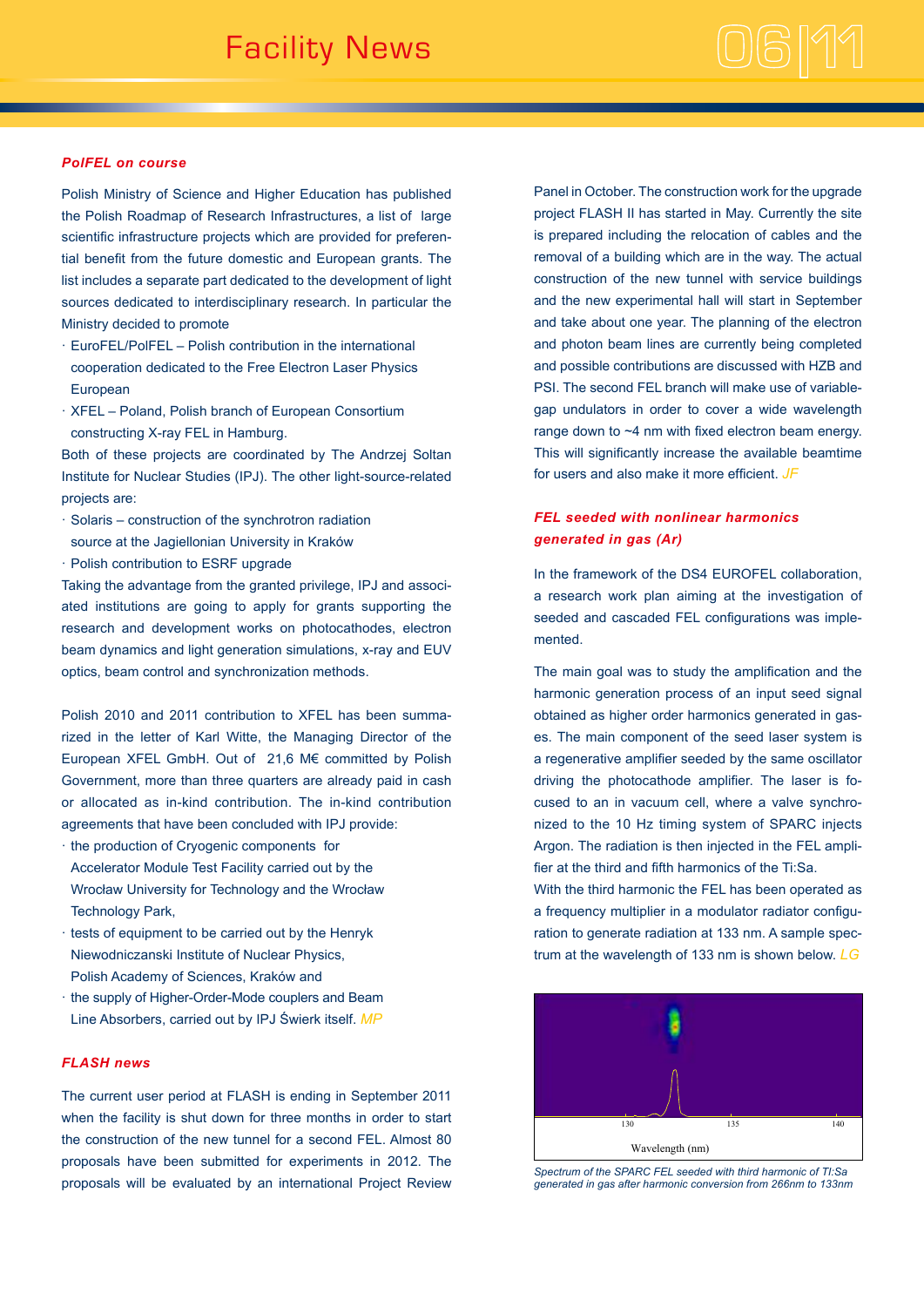### *PolFEL on course*

Polish Ministry of Science and Higher Education has published the Polish Roadmap of Research Infrastructures, a list of large scientific infrastructure projects which are provided for preferential benefit from the future domestic and European grants. The list includes a separate part dedicated to the development of light sources dedicated to interdisciplinary research. In particular the Ministry decided to promote

- EuroFEL/PolFEL – Polish contribution in the international cooperation dedicated to the Free Electron Laser Physics European
- XFEL – Poland, Polish branch of European Consortium constructing X-ray FEL in Hamburg.

Both of these projects are coordinated by The Andrzej Soltan Institute for Nuclear Studies (IPJ). The other light-source-related projects are:

- Solaris – construction of the synchrotron radiation source at the Jagiellonian University in Kraków
- Polish contribution to ESRF upgrade

Taking the advantage from the granted privilege, IPJ and associated institutions are going to apply for grants supporting the research and development works on photocathodes, electron beam dynamics and light generation simulations, x-ray and EUV optics, beam control and synchronization methods.

Polish 2010 and 2011 contribution to XFEL has been summarized in the letter of Karl Witte, the Managing Director of the European XFEL GmbH. Out of 21,6 M€ committed by Polish Government, more than three quarters are already paid in cash or allocated as in-kind contribution. The in-kind contribution agreements that have been concluded with IPJ provide:

- the production of Cryogenic components for Accelerator Module Test Facility carried out by the Wrocław University for Technology and the Wrocław Technology Park,
- tests of equipment to be carried out by the Henryk Niewodniczanski Institute of Nuclear Physics, Polish Academy of Sciences, Kraków and
- the supply of Higher-Order-Mode couplers and Beam Line Absorbers, carried out by IPJ Świerk itself. *MP*

### *FLASH news*

The current user period at FLASH is ending in September 2011 when the facility is shut down for three months in order to start the construction of the new tunnel for a second FEL. Almost 80 proposals have been submitted for experiments in 2012. The proposals will be evaluated by an international Project Review Panel in October. The construction work for the upgrade project FLASH II has started in May. Currently the site is prepared including the relocation of cables and the removal of a building which are in the way. The actual construction of the new tunnel with service buildings and the new experimental hall will start in September and take about one year. The planning of the electron and photon beam lines are currently being completed and possible contributions are discussed with HZB and PSI. The second FEL branch will make use of variable-gap undulators in order to cover a wide wavelength range down to ~4 nm with fixed electron beam energy. This will significantly increase the available beamtime for users and also make it more efficient. *JF*

### *FEL seeded with nonlinear harmonics generated in gas (Ar)*

In the framework of the DS4 EUROFEL collaboration, a research work plan aiming at the investigation of seeded and cascaded FEL configurations was implemented.

The main goal was to study the amplification and the harmonic generation process of an input seed signal obtained as higher order harmonics generated in gases. The main component of the seed laser system is a regenerative amplifier seeded by the same oscillator driving the photocathode amplifier. The laser is focused to an in vacuum cell, where a valve synchronized to the 10 Hz timing system of SPARC injects Argon. The radiation is then injected in the FEL amplifier at the third and fifth harmonics of the Ti:Sa.

With the third harmonic the FEL has been operated as a frequency multiplier in a modulator radiator configuration to generate radiation at 133 nm. A sample spectrum at the wavelength of 133 nm is shown below. *LG*

*Spectrum of the SPARC FEL seeded with third harmonic of Ti:Sa generated in gas after harmonic conversion from 266nm to 133nm*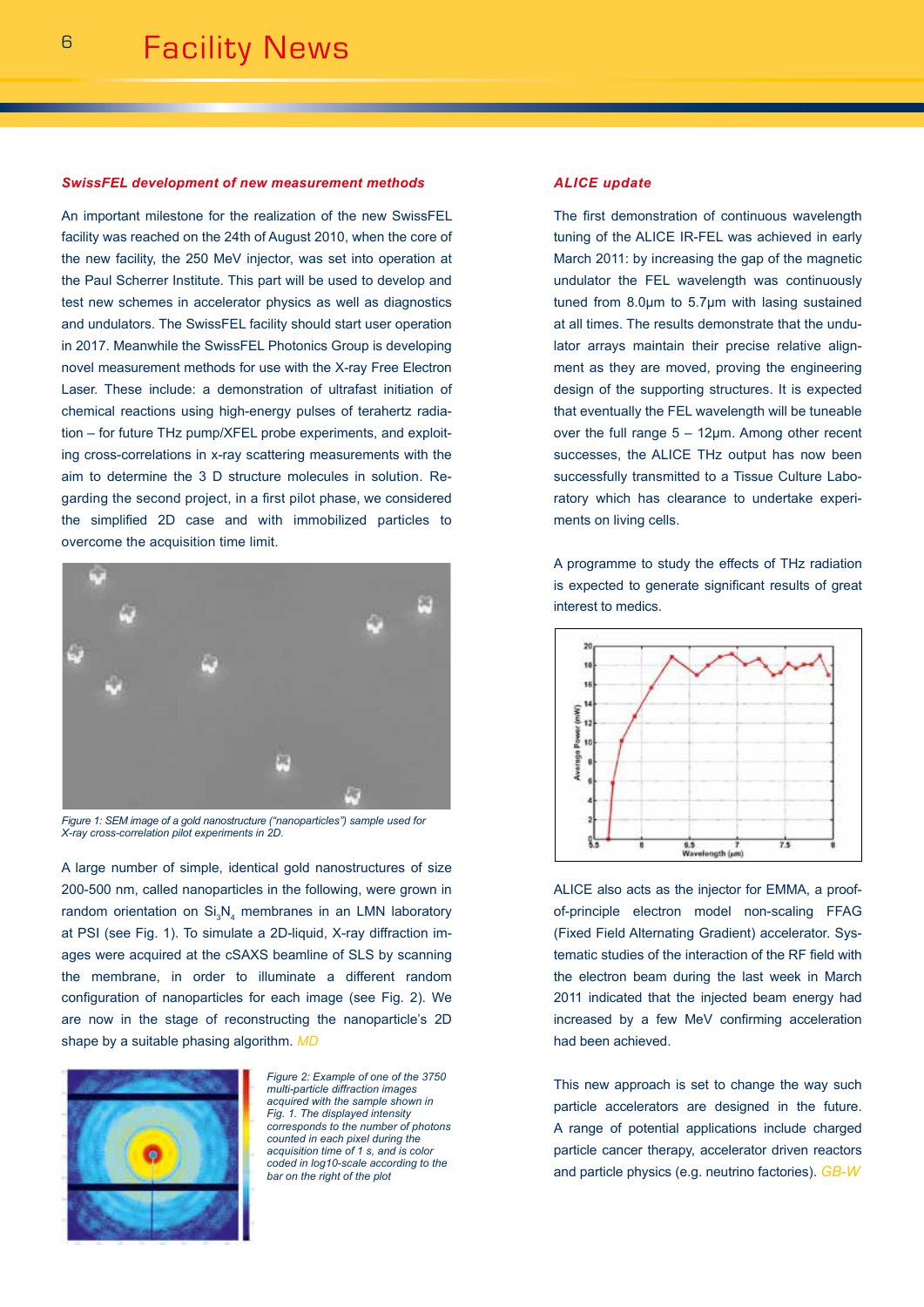## SwissFEL development of new measurement methods

An important milestone for the realization of the new SwissFEL facility was reached on the 24th of August 2010, when the core of the new facility, the 250 MeV injector, was set into operation at the Paul Scherrer Institute. This part will be used to develop and test new schemes in accelerator physics as well as diagnostics and undulators. The SwissFEL facility should start user operation in 2017. Meanwhile the SwissFEL Photonics Group is developing novel measurement methods for use with the X-ray Free Electron Laser. These include: a demonstration of ultrafast initiation of chemical reactions using high-energy pulses of terahertz radiation – for future THz pump/XFEL probe experiments, and exploiting cross-correlations in x-ray scattering measurements with the aim to determine the 3 D structure molecules in solution. Regarding the second project, in a first pilot phase, we considered the simplified 2D case and with immobilized particles to overcome the acquisition time limit.

*Figure 1: SEM image of a gold nanostructure ("nanoparticles") sample used for X-ray cross-correlation pilot experiments in 2D.*

A large number of simple, identical gold nanostructures of size 200-500 nm, called nanoparticles in the following, were grown in random orientation on $Si_3N_4$ membranes in an LMN laboratory at PSI (see Fig. 1). To simulate a 2D-liquid, X-ray diffraction images were acquired at the cSAXS beamline of SLS by scanning the membrane, in order to illuminate a different random configuration of nanoparticles for each image (see Fig. 2). We are now in the stage of reconstructing the nanoparticle's 2D shape by a suitable phasing algorithm. *MD*

*Figure 2: Example of one of the 3750 multi-particle diffraction images acquired with the sample shown in Fig. 1. The displayed intensity corresponds to the number of photons counted in each pixel during the acquisition time of 1 s, and is color coded in log10-scale according to the bar on the right of the plot*

## ALICE update

The first demonstration of continuous wavelength tuning of the ALICE IR-FEL was achieved in early March 2011: by increasing the gap of the magnetic undulator the FEL wavelength was continuously tuned from 8.0μm to 5.7μm with lasing sustained at all times. The results demonstrate that the undulator arrays maintain their precise relative alignment as they are moved, proving the engineering design of the supporting structures. It is expected that eventually the FEL wavelength will be tuneable over the full range 5 – 12μm. Among other recent successes, the ALICE THz output has now been successfully transmitted to a Tissue Culture Laboratory which has clearance to undertake experiments on living cells.

A programme to study the effects of THz radiation is expected to generate significant results of great interest to medics.

ALICE also acts as the injector for EMMA, a proof-of-principle electron model non-scaling FFAG (Fixed Field Alternating Gradient) accelerator. Systematic studies of the interaction of the RF field with the electron beam during the last week in March 2011 indicated that the injected beam energy had increased by a few MeV confirming acceleration had been achieved.

This new approach is set to change the way such particle accelerators are designed in the future. A range of potential applications include charged particle cancer therapy, accelerator driven reactors and particle physics (e.g. neutrino factories). *GB-W*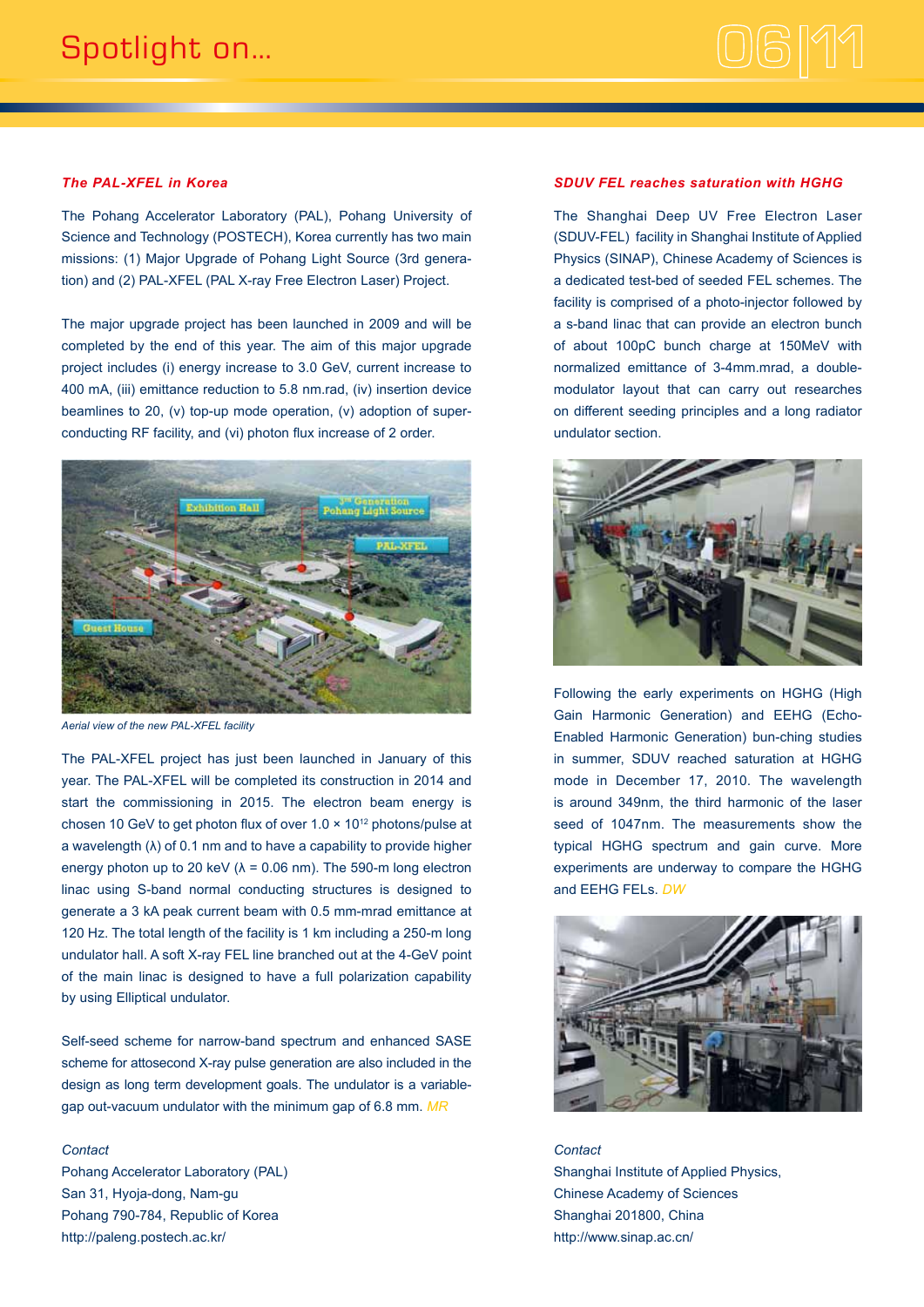## *The PAL-XFEL in Korea*

The Pohang Accelerator Laboratory (PAL), Pohang University of Science and Technology (POSTECH), Korea currently has two main missions: (1) Major Upgrade of Pohang Light Source (3rd generation) and (2) PAL-XFEL (PAL X-ray Free Electron Laser) Project.

The major upgrade project has been launched in 2009 and will be completed by the end of this year. The aim of this major upgrade project includes (i) energy increase to 3.0 GeV, current increase to 400 mA, (iii) emittance reduction to 5.8 nm.rad, (iv) insertion device beamlines to 20, (v) top-up mode operation, (v) adoption of superconducting RF facility, and (vi) photon flux increase of 2 order.

*Aerial view of the new PAL-XFEL facility*

The PAL-XFEL project has just been launched in January of this year. The PAL-XFEL will be completed its construction in 2014 and start the commissioning in 2015. The electron beam energy is chosen 10 GeV to get photon flux of over $1.0 \times 10^{12}$ photons/pulse at a wavelength (λ) of 0.1 nm and to have a capability to provide higher energy photon up to 20 keV (λ = 0.06 nm). The 590-m long electron linac using S-band normal conducting structures is designed to generate a 3 kA peak current beam with 0.5 mm-mrad emittance at 120 Hz. The total length of the facility is 1 km including a 250-m long undulator hall. A soft X-ray FEL line branched out at the 4-GeV point of the main linac is designed to have a full polarization capability by using Elliptical undulator.

Self-seed scheme for narrow-band spectrum and enhanced SASE scheme for attosecond X-ray pulse generation are also included in the design as long term development goals. The undulator is a variable-gap out-vacuum undulator with the minimum gap of 6.8 mm. *MR*

*Contact*
Pohang Accelerator Laboratory (PAL)
San 31, Hyoja-dong, Nam-gu
Pohang 790-784, Republic of Korea
http://paleng.postech.ac.kr/

## *SDUV FEL reaches saturation with HGHG*

The Shanghai Deep UV Free Electron Laser (SDUV-FEL) facility in Shanghai Institute of Applied Physics (SINAP), Chinese Academy of Sciences is a dedicated test-bed of seeded FEL schemes. The facility is comprised of a photo-injector followed by a s-band linac that can provide an electron bunch of about 100pC bunch charge at 150MeV with normalized emittance of 3-4mm.mrad, a double-modulator layout that can carry out researches on different seeding principles and a long radiator undulator section.

Following the early experiments on HGHG (High Gain Harmonic Generation) and EEHG (Echo-Enabled Harmonic Generation) bun-ching studies in summer, SDUV reached saturation at HGHG mode in December 17, 2010. The wavelength is around 349nm, the third harmonic of the laser seed of 1047nm. The measurements show the typical HGHG spectrum and gain curve. More experiments are underway to compare the HGHG and EEHG FELs. *DW*

*Contact*
Shanghai Institute of Applied Physics,
Chinese Academy of Sciences
Shanghai 201800, China
http://www.sinap.ac.cn/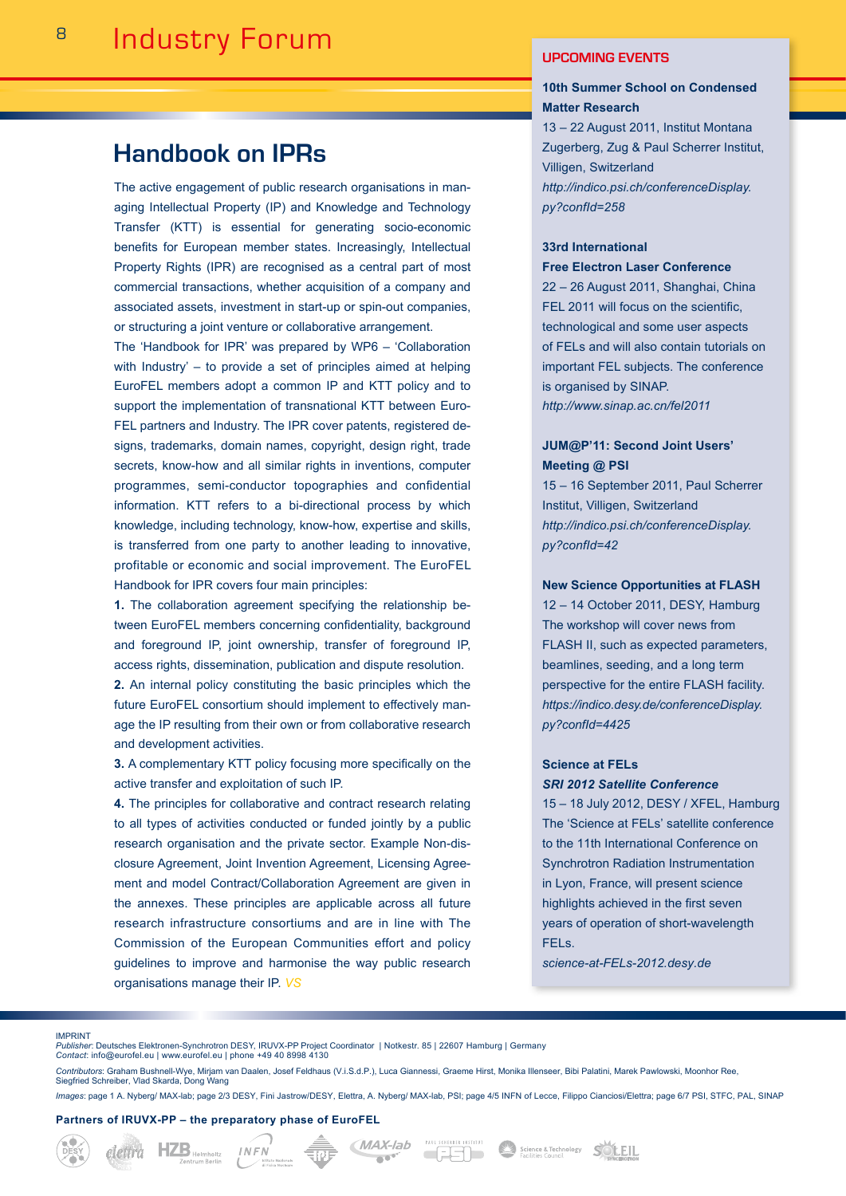# Industry Forum

## Handbook on IPRs

The active engagement of public research organisations in managing Intellectual Property (IP) and Knowledge and Technology Transfer (KTT) is essential for generating socio-economic benefits for European member states. Increasingly, Intellectual Property Rights (IPR) are recognised as a central part of most commercial transactions, whether acquisition of a company and associated assets, investment in start-up or spin-out companies, or structuring a joint venture or collaborative arrangement.

The 'Handbook for IPR' was prepared by WP6 – 'Collaboration with Industry' – to provide a set of principles aimed at helping EuroFEL members adopt a common IP and KTT policy and to support the implementation of transnational KTT between EuroFEL partners and Industry. The IPR cover patents, registered designs, trademarks, domain names, copyright, design right, trade secrets, know-how and all similar rights in inventions, computer programmes, semi-conductor topographies and confidential information. KTT refers to a bi-directional process by which knowledge, including technology, know-how, expertise and skills, is transferred from one party to another leading to innovative, profitable or economic and social improvement. The EuroFEL Handbook for IPR covers four main principles:

**1.** The collaboration agreement specifying the relationship between EuroFEL members concerning confidentiality, background and foreground IP, joint ownership, transfer of foreground IP, access rights, dissemination, publication and dispute resolution.

**2.** An internal policy constituting the basic principles which the future EuroFEL consortium should implement to effectively manage the IP resulting from their own or from collaborative research and development activities.

**3.** A complementary KTT policy focusing more specifically on the active transfer and exploitation of such IP.

**4.** The principles for collaborative and contract research relating to all types of activities conducted or funded jointly by a public research organisation and the private sector. Example Non-disclosure Agreement, Joint Invention Agreement, Licensing Agreement and model Contract/Collaboration Agreement are given in the annexes. These principles are applicable across all future research infrastructure consortiums and are in line with The Commission of the European Communities effort and policy guidelines to improve and harmonise the way public research organisations manage their IP. *VS*

## UPCOMING EVENTS

**10th Summer School on Condensed Matter Research**
13 – 22 August 2011, Institut Montana Zugerberg, Zug & Paul Scherrer Institut, Villigen, Switzerland
*http://indico.psi.ch/conferenceDisplay.py?confId=258*

**33rd International Free Electron Laser Conference**
22 – 26 August 2011, Shanghai, China
FEL 2011 will focus on the scientific, technological and some user aspects of FELs and will also contain tutorials on important FEL subjects. The conference is organised by SINAP.
*http://www.sinap.ac.cn/fel2011*

**JUM@P'11: Second Joint Users' Meeting @ PSI**
15 – 16 September 2011, Paul Scherrer Institut, Villigen, Switzerland
*http://indico.psi.ch/conferenceDisplay.py?confId=42*

**New Science Opportunities at FLASH**
12 – 14 October 2011, DESY, Hamburg
The workshop will cover news from FLASH II, such as expected parameters, beamlines, seeding, and a long term perspective for the entire FLASH facility.
*https://indico.desy.de/conferenceDisplay.py?confId=4425*

**Science at FELs**
***SRI 2012 Satellite Conference***
15 – 18 July 2012, DESY / XFEL, Hamburg
The 'Science at FELs' satellite conference to the 11th International Conference on Synchrotron Radiation Instrumentation in Lyon, France, will present science highlights achieved in the first seven years of operation of short-wavelength FELs.
*science-at-FELs-2012.desy.de*

IMPRINT
*Publisher*: Deutsches Elektronen-Synchrotron DESY, IRUVX-PP Project Coordinator | Notkestr. 85 | 22607 Hamburg | Germany
*Contact*: info@eurofel.eu | www.eurofel.eu | phone +49 40 8998 4130

*Contributors*: Graham Bushnell-Wye, Mirjam van Daalen, Josef Feldhaus (V.i.S.d.P.), Luca Giannessi, Graeme Hirst, Monika Illenseer, Bibi Palatini, Marek Pawlowski, Moonhor Ree, Siegfried Schreiber, Vlad Skarda, Dong Wang

*Images*: page 1 A. Nyberg/ MAX-lab; page 2/3 DESY, Fini Jastrow/DESY, Elettra, A. Nyberg/ MAX-lab, PSI; page 4/5 INFN of Lecce, Filippo Cianciosi/Elettra; page 6/7 PSI, STFC, PAL, SINAP

**Partners of IRUVX-PP – the preparatory phase of EuroFEL**